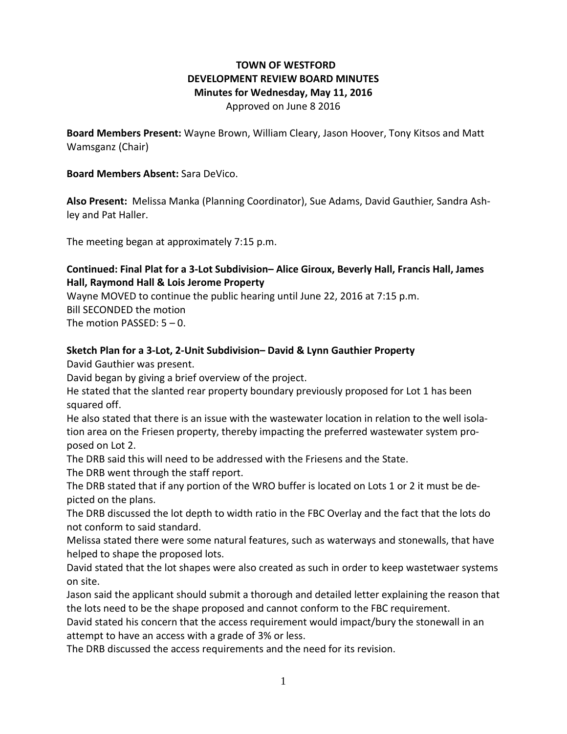# TOWN OF WESTFORD
## DEVELOPMENT REVIEW BOARD MINUTES
### Minutes for Wednesday, May 11, 2016

Approved on June 8 2016

**Board Members Present:** Wayne Brown, William Cleary, Jason Hoover, Tony Kitsos and Matt Wamsganz (Chair)

**Board Members Absent:** Sara DeVico.

**Also Present:** Melissa Manka (Planning Coordinator), Sue Adams, David Gauthier, Sandra Ashley and Pat Haller.

The meeting began at approximately 7:15 p.m.

**Continued: Final Plat for a 3-Lot Subdivision– Alice Giroux, Beverly Hall, Francis Hall, James Hall, Raymond Hall & Lois Jerome Property**

Wayne MOVED to continue the public hearing until June 22, 2016 at 7:15 p.m.
Bill SECONDED the motion
The motion PASSED: 5 – 0.

**Sketch Plan for a 3-Lot, 2-Unit Subdivision– David & Lynn Gauthier Property**

David Gauthier was present.
David began by giving a brief overview of the project.
He stated that the slanted rear property boundary previously proposed for Lot 1 has been squared off.
He also stated that there is an issue with the wastewater location in relation to the well isolation area on the Friesen property, thereby impacting the preferred wastewater system proposed on Lot 2.
The DRB said this will need to be addressed with the Friesens and the State.
The DRB went through the staff report.
The DRB stated that if any portion of the WRO buffer is located on Lots 1 or 2 it must be depicted on the plans.
The DRB discussed the lot depth to width ratio in the FBC Overlay and the fact that the lots do not conform to said standard.
Melissa stated there were some natural features, such as waterways and stonewalls, that have helped to shape the proposed lots.
David stated that the lot shapes were also created as such in order to keep wastetwaer systems on site.
Jason said the applicant should submit a thorough and detailed letter explaining the reason that the lots need to be the shape proposed and cannot conform to the FBC requirement.
David stated his concern that the access requirement would impact/bury the stonewall in an attempt to have an access with a grade of 3% or less.
The DRB discussed the access requirements and the need for its revision.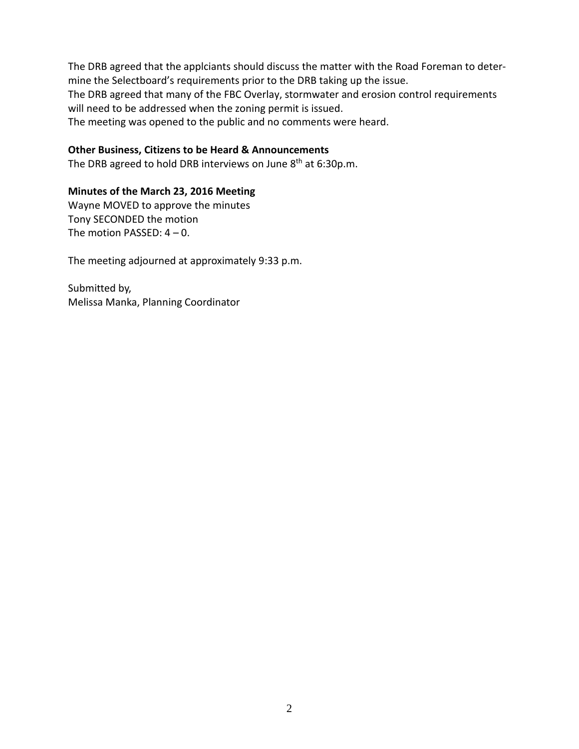The DRB agreed that the applciants should discuss the matter with the Road Foreman to determine the Selectboard's requirements prior to the DRB taking up the issue.
The DRB agreed that many of the FBC Overlay, stormwater and erosion control requirements will need to be addressed when the zoning permit is issued.
The meeting was opened to the public and no comments were heard.

**Other Business, Citizens to be Heard & Announcements**
The DRB agreed to hold DRB interviews on June 8th at 6:30p.m.

**Minutes of the March 23, 2016 Meeting**
Wayne MOVED to approve the minutes
Tony SECONDED the motion
The motion PASSED: 4 – 0.

The meeting adjourned at approximately 9:33 p.m.

Submitted by,
Melissa Manka, Planning Coordinator